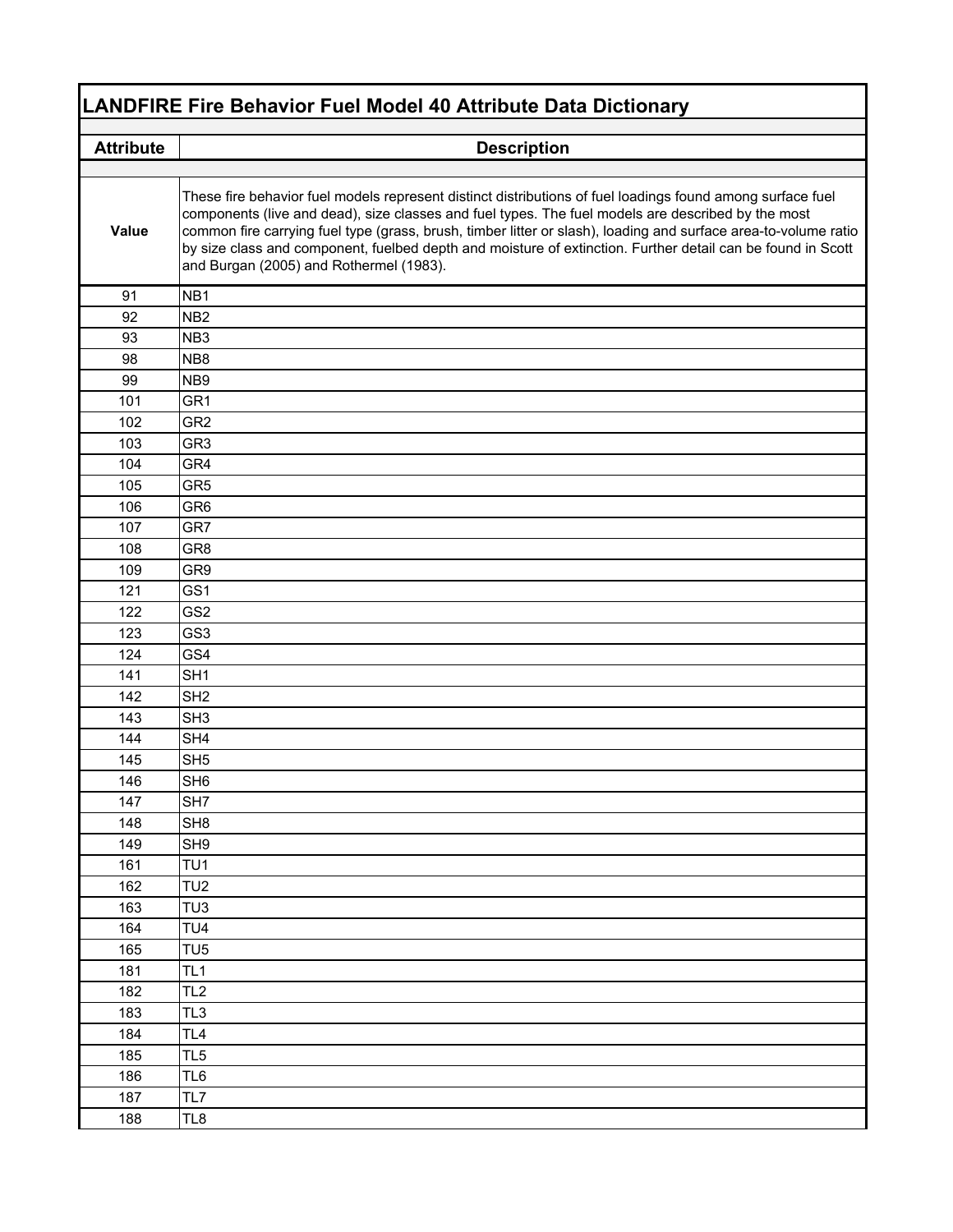# LANDFIRE Fire Behavior Fuel Model 40 Attribute Data Dictionary

| Attribute | Description |
|---|---|
| **Value** | These fire behavior fuel models represent distinct distributions of fuel loadings found among surface fuel components (live and dead), size classes and fuel types. The fuel models are described by the most common fire carrying fuel type (grass, brush, timber litter or slash), loading and surface area-to-volume ratio by size class and component, fuelbed depth and moisture of extinction. Further detail can be found in Scott and Burgan (2005) and Rothermel (1983). |
| 91 | NB1 |
| 92 | NB2 |
| 93 | NB3 |
| 98 | NB8 |
| 99 | NB9 |
| 101 | GR1 |
| 102 | GR2 |
| 103 | GR3 |
| 104 | GR4 |
| 105 | GR5 |
| 106 | GR6 |
| 107 | GR7 |
| 108 | GR8 |
| 109 | GR9 |
| 121 | GS1 |
| 122 | GS2 |
| 123 | GS3 |
| 124 | GS4 |
| 141 | SH1 |
| 142 | SH2 |
| 143 | SH3 |
| 144 | SH4 |
| 145 | SH5 |
| 146 | SH6 |
| 147 | SH7 |
| 148 | SH8 |
| 149 | SH9 |
| 161 | TU1 |
| 162 | TU2 |
| 163 | TU3 |
| 164 | TU4 |
| 165 | TU5 |
| 181 | TL1 |
| 182 | TL2 |
| 183 | TL3 |
| 184 | TL4 |
| 185 | TL5 |
| 186 | TL6 |
| 187 | TL7 |
| 188 | TL8 |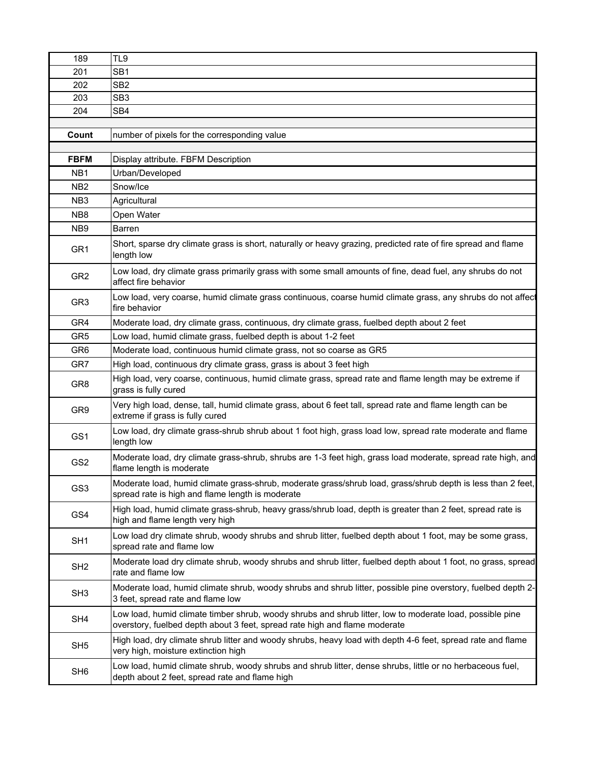| | |
|---|---|
| 189 | TL9 |
| 201 | SB1 |
| 202 | SB2 |
| 203 | SB3 |
| 204 | SB4 |
| | |
| **Count** | number of pixels for the corresponding value |
| | |
| **FBFM** | Display attribute. FBFM Description |
| NB1 | Urban/Developed |
| NB2 | Snow/Ice |
| NB3 | Agricultural |
| NB8 | Open Water |
| NB9 | Barren |
| GR1 | Short, sparse dry climate grass is short, naturally or heavy grazing, predicted rate of fire spread and flame length low |
| GR2 | Low load, dry climate grass primarily grass with some small amounts of fine, dead fuel, any shrubs do not affect fire behavior |
| GR3 | Low load, very coarse, humid climate grass continuous, coarse humid climate grass, any shrubs do not affect fire behavior |
| GR4 | Moderate load, dry climate grass, continuous, dry climate grass, fuelbed depth about 2 feet |
| GR5 | Low load, humid climate grass, fuelbed depth is about 1-2 feet |
| GR6 | Moderate load, continuous humid climate grass, not so coarse as GR5 |
| GR7 | High load, continuous dry climate grass, grass is about 3 feet high |
| GR8 | High load, very coarse, continuous, humid climate grass, spread rate and flame length may be extreme if grass is fully cured |
| GR9 | Very high load, dense, tall, humid climate grass, about 6 feet tall, spread rate and flame length can be extreme if grass is fully cured |
| GS1 | Low load, dry climate grass-shrub shrub about 1 foot high, grass load low, spread rate moderate and flame length low |
| GS2 | Moderate load, dry climate grass-shrub, shrubs are 1-3 feet high, grass load moderate, spread rate high, and flame length is moderate |
| GS3 | Moderate load, humid climate grass-shrub, moderate grass/shrub load, grass/shrub depth is less than 2 feet, spread rate is high and flame length is moderate |
| GS4 | High load, humid climate grass-shrub, heavy grass/shrub load, depth is greater than 2 feet, spread rate is high and flame length very high |
| SH1 | Low load dry climate shrub, woody shrubs and shrub litter, fuelbed depth about 1 foot, may be some grass, spread rate and flame low |
| SH2 | Moderate load dry climate shrub, woody shrubs and shrub litter, fuelbed depth about 1 foot, no grass, spread rate and flame low |
| SH3 | Moderate load, humid climate shrub, woody shrubs and shrub litter, possible pine overstory, fuelbed depth 2-3 feet, spread rate and flame low |
| SH4 | Low load, humid climate timber shrub, woody shrubs and shrub litter, low to moderate load, possible pine overstory, fuelbed depth about 3 feet, spread rate high and flame moderate |
| SH5 | High load, dry climate shrub litter and woody shrubs, heavy load with depth 4-6 feet, spread rate and flame very high, moisture extinction high |
| SH6 | Low load, humid climate shrub, woody shrubs and shrub litter, dense shrubs, little or no herbaceous fuel, depth about 2 feet, spread rate and flame high |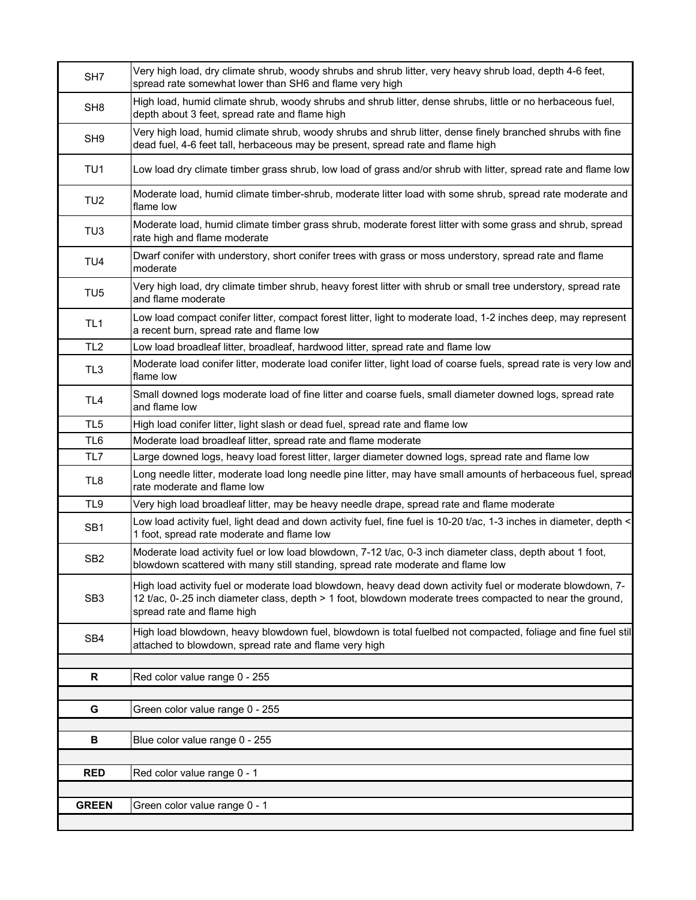| | |
|---|---|
| SH7 | Very high load, dry climate shrub, woody shrubs and shrub litter, very heavy shrub load, depth 4-6 feet, spread rate somewhat lower than SH6 and flame very high |
| SH8 | High load, humid climate shrub, woody shrubs and shrub litter, dense shrubs, little or no herbaceous fuel, depth about 3 feet, spread rate and flame high |
| SH9 | Very high load, humid climate shrub, woody shrubs and shrub litter, dense finely branched shrubs with fine dead fuel, 4-6 feet tall, herbaceous may be present, spread rate and flame high |
| TU1 | Low load dry climate timber grass shrub, low load of grass and/or shrub with litter, spread rate and flame low |
| TU2 | Moderate load, humid climate timber-shrub, moderate litter load with some shrub, spread rate moderate and flame low |
| TU3 | Moderate load, humid climate timber grass shrub, moderate forest litter with some grass and shrub, spread rate high and flame moderate |
| TU4 | Dwarf conifer with understory, short conifer trees with grass or moss understory, spread rate and flame moderate |
| TU5 | Very high load, dry climate timber shrub, heavy forest litter with shrub or small tree understory, spread rate and flame moderate |
| TL1 | Low load compact conifer litter, compact forest litter, light to moderate load, 1-2 inches deep, may represent a recent burn, spread rate and flame low |
| TL2 | Low load broadleaf litter, broadleaf, hardwood litter, spread rate and flame low |
| TL3 | Moderate load conifer litter, moderate load conifer litter, light load of coarse fuels, spread rate is very low and flame low |
| TL4 | Small downed logs moderate load of fine litter and coarse fuels, small diameter downed logs, spread rate and flame low |
| TL5 | High load conifer litter, light slash or dead fuel, spread rate and flame low |
| TL6 | Moderate load broadleaf litter, spread rate and flame moderate |
| TL7 | Large downed logs, heavy load forest litter, larger diameter downed logs, spread rate and flame low |
| TL8 | Long needle litter, moderate load long needle pine litter, may have small amounts of herbaceous fuel, spread rate moderate and flame low |
| TL9 | Very high load broadleaf litter, may be heavy needle drape, spread rate and flame moderate |
| SB1 | Low load activity fuel, light dead and down activity fuel, fine fuel is 10-20 t/ac, 1-3 inches in diameter, depth < 1 foot, spread rate moderate and flame low |
| SB2 | Moderate load activity fuel or low load blowdown, 7-12 t/ac, 0-3 inch diameter class, depth about 1 foot, blowdown scattered with many still standing, spread rate moderate and flame low |
| SB3 | High load activity fuel or moderate load blowdown, heavy dead down activity fuel or moderate blowdown, 7-12 t/ac, 0-.25 inch diameter class, depth > 1 foot, blowdown moderate trees compacted to near the ground, spread rate and flame high |
| SB4 | High load blowdown, heavy blowdown fuel, blowdown is total fuelbed not compacted, foliage and fine fuel still attached to blowdown, spread rate and flame very high |
| | |
| **R** | Red color value range 0 - 255 |
| | |
| **G** | Green color value range 0 - 255 |
| | |
| **B** | Blue color value range 0 - 255 |
| | |
| **RED** | Red color value range 0 - 1 |
| | |
| **GREEN** | Green color value range 0 - 1 |
| | |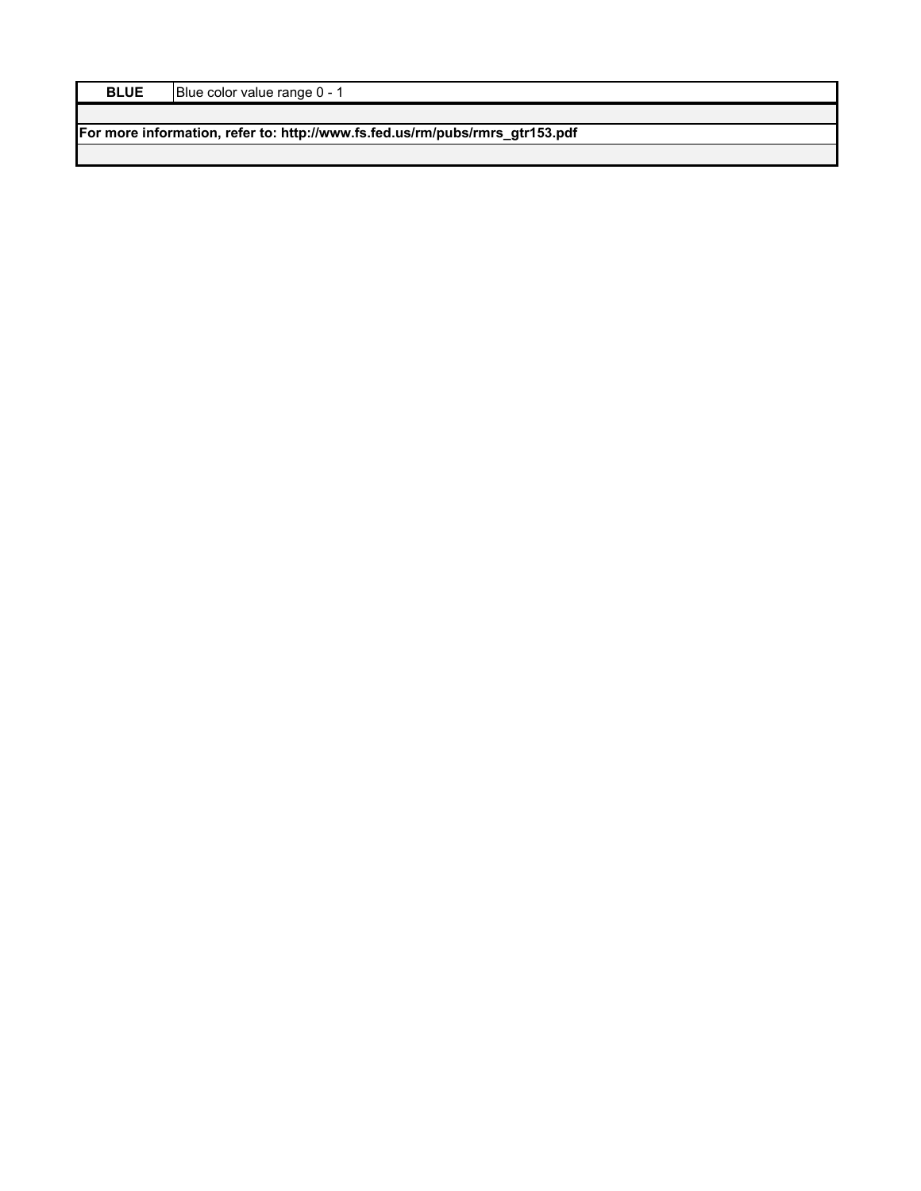| | |
|---|---|
| **BLUE** | Blue color value range 0 - 1 |
| | |

**For more information, refer to: http://www.fs.fed.us/rm/pubs/rmrs_gtr153.pdf**